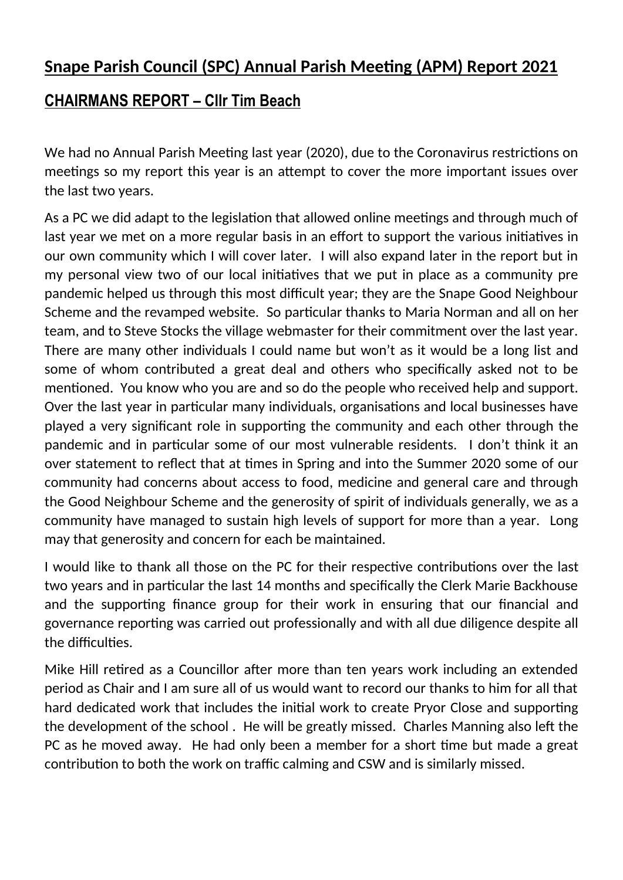# Snape Parish Council (SPC) Annual Parish Meeting (APM) Report 2021

## CHAIRMANS REPORT – Cllr Tim Beach

We had no Annual Parish Meeting last year (2020), due to the Coronavirus restrictions on meetings so my report this year is an attempt to cover the more important issues over the last two years.

As a PC we did adapt to the legislation that allowed online meetings and through much of last year we met on a more regular basis in an effort to support the various initiatives in our own community which I will cover later. I will also expand later in the report but in my personal view two of our local initiatives that we put in place as a community pre pandemic helped us through this most difficult year; they are the Snape Good Neighbour Scheme and the revamped website. So particular thanks to Maria Norman and all on her team, and to Steve Stocks the village webmaster for their commitment over the last year. There are many other individuals I could name but won't as it would be a long list and some of whom contributed a great deal and others who specifically asked not to be mentioned. You know who you are and so do the people who received help and support. Over the last year in particular many individuals, organisations and local businesses have played a very significant role in supporting the community and each other through the pandemic and in particular some of our most vulnerable residents. I don't think it an over statement to reflect that at times in Spring and into the Summer 2020 some of our community had concerns about access to food, medicine and general care and through the Good Neighbour Scheme and the generosity of spirit of individuals generally, we as a community have managed to sustain high levels of support for more than a year. Long may that generosity and concern for each be maintained.

I would like to thank all those on the PC for their respective contributions over the last two years and in particular the last 14 months and specifically the Clerk Marie Backhouse and the supporting finance group for their work in ensuring that our financial and governance reporting was carried out professionally and with all due diligence despite all the difficulties.

Mike Hill retired as a Councillor after more than ten years work including an extended period as Chair and I am sure all of us would want to record our thanks to him for all that hard dedicated work that includes the initial work to create Pryor Close and supporting the development of the school . He will be greatly missed. Charles Manning also left the PC as he moved away. He had only been a member for a short time but made a great contribution to both the work on traffic calming and CSW and is similarly missed.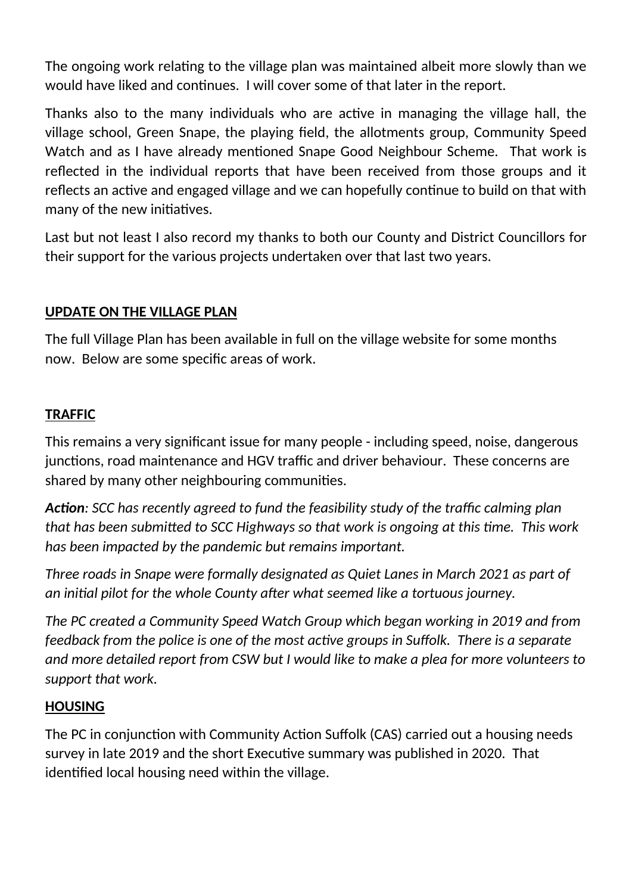The ongoing work relating to the village plan was maintained albeit more slowly than we would have liked and continues. I will cover some of that later in the report.

Thanks also to the many individuals who are active in managing the village hall, the village school, Green Snape, the playing field, the allotments group, Community Speed Watch and as I have already mentioned Snape Good Neighbour Scheme. That work is reflected in the individual reports that have been received from those groups and it reflects an active and engaged village and we can hopefully continue to build on that with many of the new initiatives.

Last but not least I also record my thanks to both our County and District Councillors for their support for the various projects undertaken over that last two years.

## <u>UPDATE ON THE VILLAGE PLAN</u>

The full Village Plan has been available in full on the village website for some months now. Below are some specific areas of work.

## <u>TRAFFIC</u>

This remains a very significant issue for many people - including speed, noise, dangerous junctions, road maintenance and HGV traffic and driver behaviour. These concerns are shared by many other neighbouring communities.

***Action**: SCC has recently agreed to fund the feasibility study of the traffic calming plan that has been submitted to SCC Highways so that work is ongoing at this time. This work has been impacted by the pandemic but remains important.*

*Three roads in Snape were formally designated as Quiet Lanes in March 2021 as part of an initial pilot for the whole County after what seemed like a tortuous journey.*

*The PC created a Community Speed Watch Group which began working in 2019 and from feedback from the police is one of the most active groups in Suffolk. There is a separate and more detailed report from CSW but I would like to make a plea for more volunteers to support that work.*

## <u>HOUSING</u>

The PC in conjunction with Community Action Suffolk (CAS) carried out a housing needs survey in late 2019 and the short Executive summary was published in 2020. That identified local housing need within the village.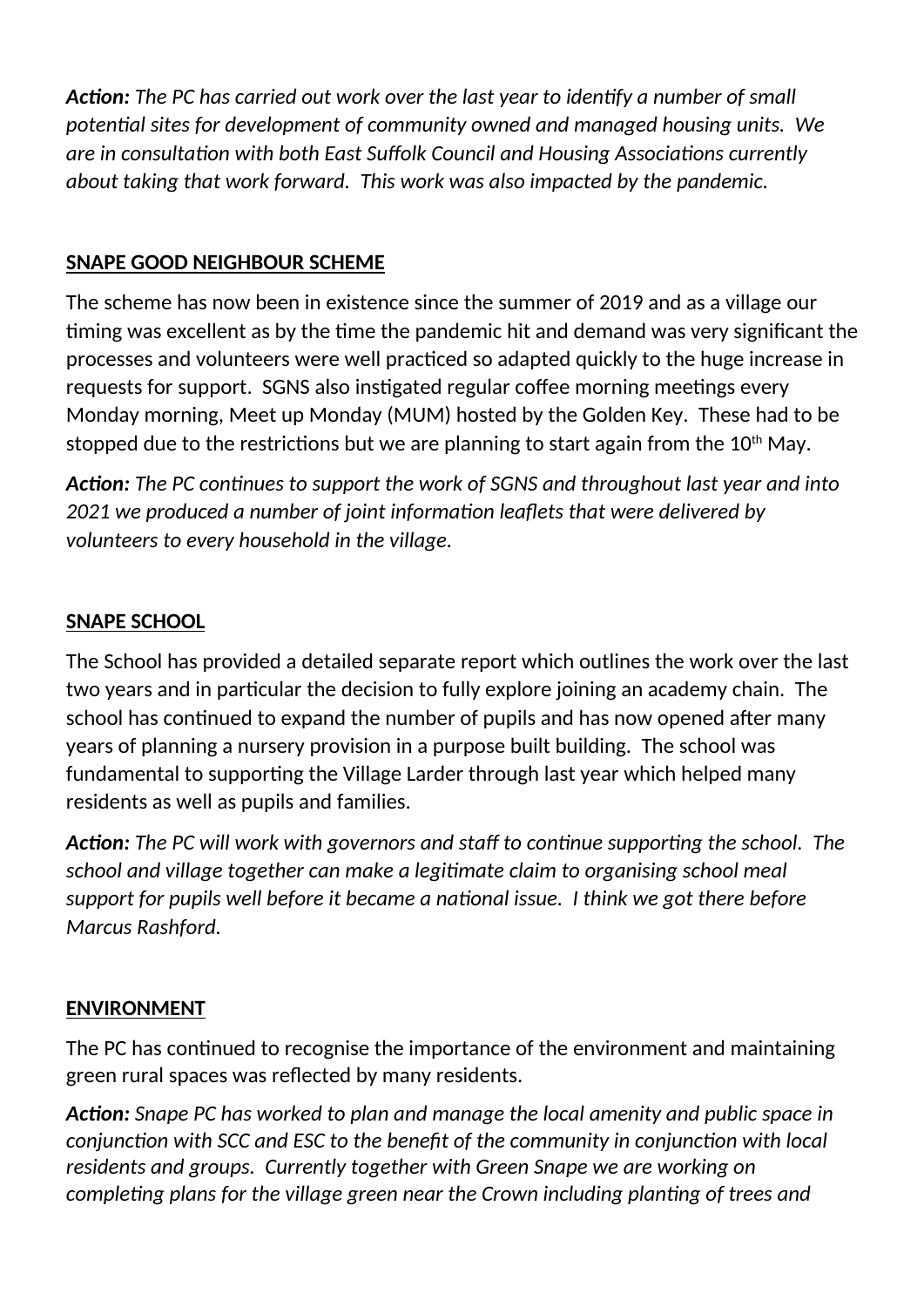***Action:*** *The PC has carried out work over the last year to identify a number of small potential sites for development of community owned and managed housing units. We are in consultation with both East Suffolk Council and Housing Associations currently about taking that work forward. This work was also impacted by the pandemic.*

**SNAPE GOOD NEIGHBOUR SCHEME**

The scheme has now been in existence since the summer of 2019 and as a village our timing was excellent as by the time the pandemic hit and demand was very significant the processes and volunteers were well practiced so adapted quickly to the huge increase in requests for support. SGNS also instigated regular coffee morning meetings every Monday morning, Meet up Monday (MUM) hosted by the Golden Key. These had to be stopped due to the restrictions but we are planning to start again from the 10th May.

***Action:*** *The PC continues to support the work of SGNS and throughout last year and into 2021 we produced a number of joint information leaflets that were delivered by volunteers to every household in the village.*

**SNAPE SCHOOL**

The School has provided a detailed separate report which outlines the work over the last two years and in particular the decision to fully explore joining an academy chain. The school has continued to expand the number of pupils and has now opened after many years of planning a nursery provision in a purpose built building. The school was fundamental to supporting the Village Larder through last year which helped many residents as well as pupils and families.

***Action:*** *The PC will work with governors and staff to continue supporting the school. The school and village together can make a legitimate claim to organising school meal support for pupils well before it became a national issue. I think we got there before Marcus Rashford.*

**ENVIRONMENT**

The PC has continued to recognise the importance of the environment and maintaining green rural spaces was reflected by many residents.

***Action:*** *Snape PC has worked to plan and manage the local amenity and public space in conjunction with SCC and ESC to the benefit of the community in conjunction with local residents and groups. Currently together with Green Snape we are working on completing plans for the village green near the Crown including planting of trees and*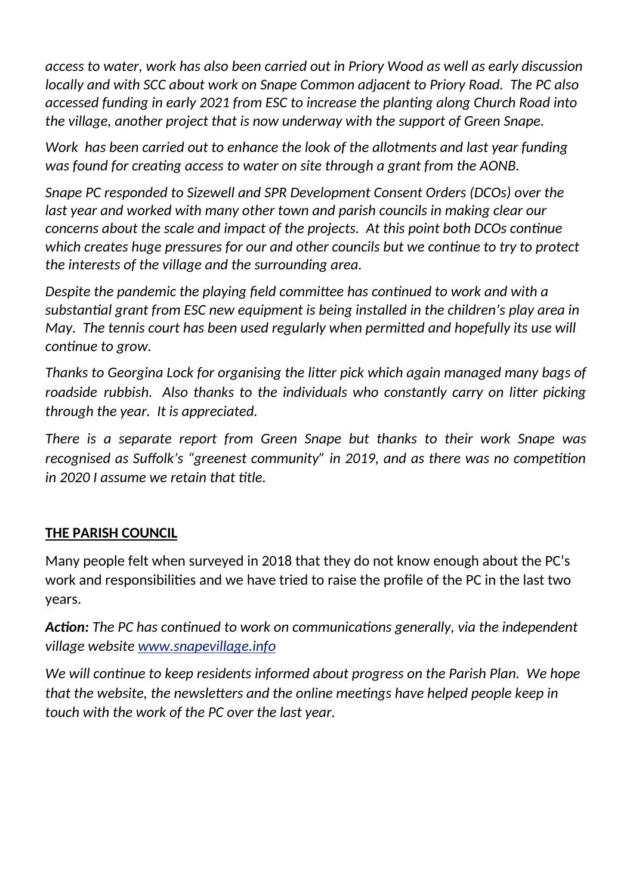*access to water, work has also been carried out in Priory Wood as well as early discussion locally and with SCC about work on Snape Common adjacent to Priory Road. The PC also accessed funding in early 2021 from ESC to increase the planting along Church Road into the village, another project that is now underway with the support of Green Snape.*

*Work has been carried out to enhance the look of the allotments and last year funding was found for creating access to water on site through a grant from the AONB.*

*Snape PC responded to Sizewell and SPR Development Consent Orders (DCOs) over the last year and worked with many other town and parish councils in making clear our concerns about the scale and impact of the projects. At this point both DCOs continue which creates huge pressures for our and other councils but we continue to try to protect the interests of the village and the surrounding area.*

*Despite the pandemic the playing field committee has continued to work and with a substantial grant from ESC new equipment is being installed in the children's play area in May. The tennis court has been used regularly when permitted and hopefully its use will continue to grow.*

*Thanks to Georgina Lock for organising the litter pick which again managed many bags of roadside rubbish. Also thanks to the individuals who constantly carry on litter picking through the year. It is appreciated.*

*There is a separate report from Green Snape but thanks to their work Snape was recognised as Suffolk's "greenest community" in 2019, and as there was no competition in 2020 I assume we retain that title.*

**THE PARISH COUNCIL**

Many people felt when surveyed in 2018 that they do not know enough about the PC's work and responsibilities and we have tried to raise the profile of the PC in the last two years.

***Action:*** *The PC has continued to work on communications generally, via the independent village website [www.snapevillage.info](www.snapevillage.info)*

*We will continue to keep residents informed about progress on the Parish Plan. We hope that the website, the newsletters and the online meetings have helped people keep in touch with the work of the PC over the last year.*